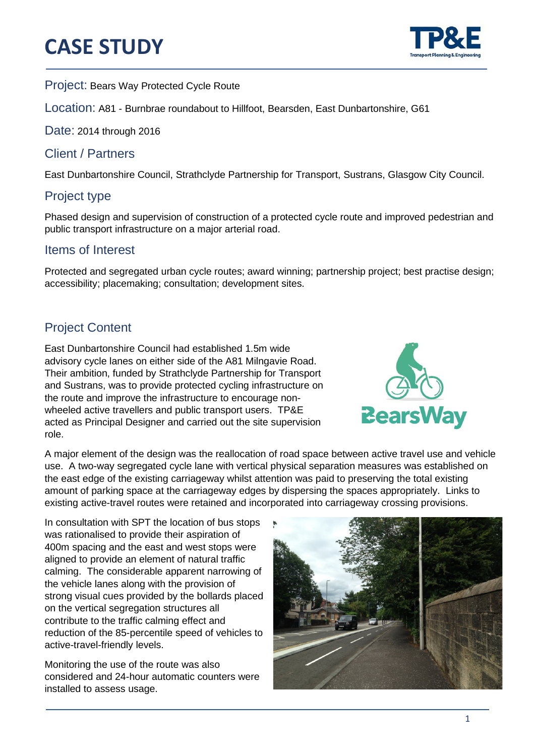# CASE STUDY

Project: Bears Way Protected Cycle Route

Location: A81 - Burnbrae roundabout to Hillfoot, Bearsden, East Dunbartonshire, G61

Date: 2014 through 2016

## Client / Partners

East Dunbartonshire Council, Strathclyde Partnership for Transport, Sustrans, Glasgow City Council.

## Project type

Phased design and supervision of construction of a protected cycle route and improved pedestrian and public transport infrastructure on a major arterial road.

## Items of Interest

Protected and segregated urban cycle routes; award winning; partnership project; best practise design; accessibility; placemaking; consultation; development sites.

## Project Content

East Dunbartonshire Council had established 1.5m wide advisory cycle lanes on either side of the A81 Milngavie Road. Their ambition, funded by Strathclyde Partnership for Transport and Sustrans, was to provide protected cycling infrastructure on the route and improve the infrastructure to encourage non-wheeled active travellers and public transport users. TP&E acted as Principal Designer and carried out the site supervision role.

A major element of the design was the reallocation of road space between active travel use and vehicle use. A two-way segregated cycle lane with vertical physical separation measures was established on the east edge of the existing carriageway whilst attention was paid to preserving the total existing amount of parking space at the carriageway edges by dispersing the spaces appropriately. Links to existing active-travel routes were retained and incorporated into carriageway crossing provisions.

In consultation with SPT the location of bus stops was rationalised to provide their aspiration of 400m spacing and the east and west stops were aligned to provide an element of natural traffic calming. The considerable apparent narrowing of the vehicle lanes along with the provision of strong visual cues provided by the bollards placed on the vertical segregation structures all contribute to the traffic calming effect and reduction of the 85-percentile speed of vehicles to active-travel-friendly levels.

Monitoring the use of the route was also considered and 24-hour automatic counters were installed to assess usage.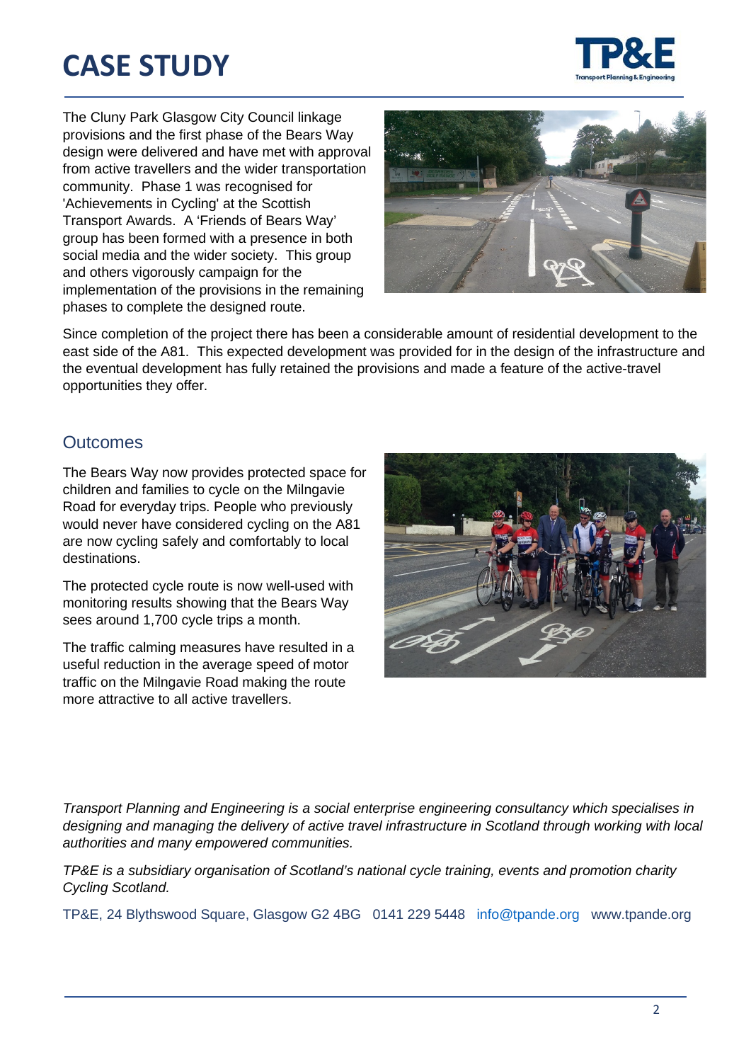# CASE STUDY

The Cluny Park Glasgow City Council linkage provisions and the first phase of the Bears Way design were delivered and have met with approval from active travellers and the wider transportation community. Phase 1 was recognised for 'Achievements in Cycling' at the Scottish Transport Awards. A 'Friends of Bears Way' group has been formed with a presence in both social media and the wider society. This group and others vigorously campaign for the implementation of the provisions in the remaining phases to complete the designed route.

Since completion of the project there has been a considerable amount of residential development to the east side of the A81. This expected development was provided for in the design of the infrastructure and the eventual development has fully retained the provisions and made a feature of the active-travel opportunities they offer.

## Outcomes

The Bears Way now provides protected space for children and families to cycle on the Milngavie Road for everyday trips. People who previously would never have considered cycling on the A81 are now cycling safely and comfortably to local destinations.

The protected cycle route is now well-used with monitoring results showing that the Bears Way sees around 1,700 cycle trips a month.

The traffic calming measures have resulted in a useful reduction in the average speed of motor traffic on the Milngavie Road making the route more attractive to all active travellers.

*Transport Planning and Engineering is a social enterprise engineering consultancy which specialises in designing and managing the delivery of active travel infrastructure in Scotland through working with local authorities and many empowered communities.*

*TP&E is a subsidiary organisation of Scotland's national cycle training, events and promotion charity Cycling Scotland.*

TP&E, 24 Blythswood Square, Glasgow G2 4BG 0141 229 5448 info@tpande.org www.tpande.org